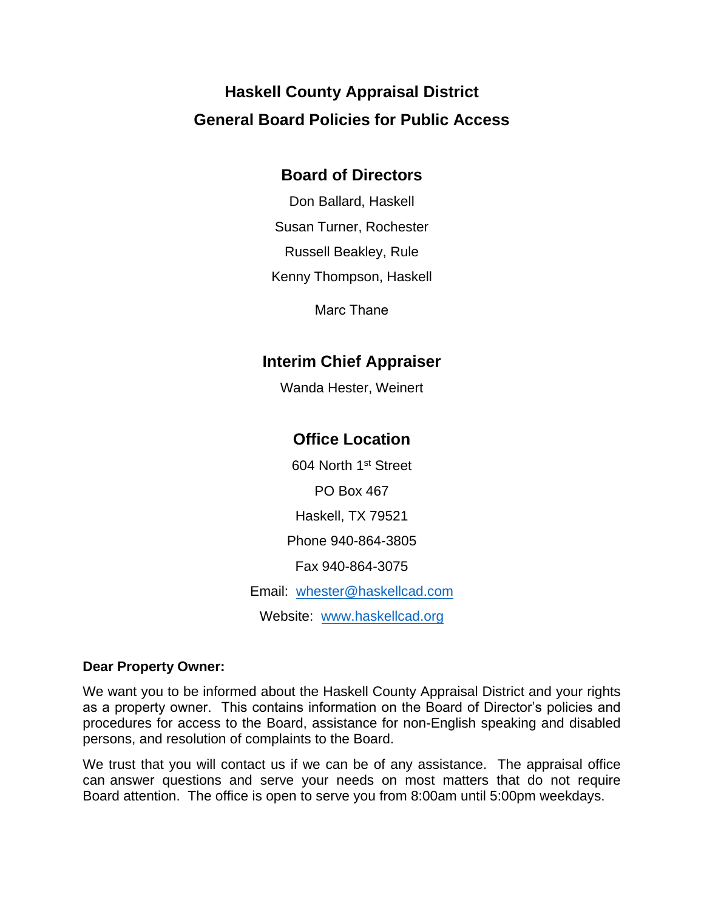# Haskell County Appraisal District
# General Board Policies for Public Access

## Board of Directors

Don Ballard, Haskell

Susan Turner, Rochester

Russell Beakley, Rule

Kenny Thompson, Haskell

Marc Thane

## Interim Chief Appraiser

Wanda Hester, Weinert

## Office Location

604 North 1st Street

PO Box 467

Haskell, TX 79521

Phone 940-864-3805

Fax 940-864-3075

Email: whester@haskellcad.com

Website: www.haskellcad.org

**Dear Property Owner:**

We want you to be informed about the Haskell County Appraisal District and your rights as a property owner. This contains information on the Board of Director's policies and procedures for access to the Board, assistance for non-English speaking and disabled persons, and resolution of complaints to the Board.

We trust that you will contact us if we can be of any assistance. The appraisal office can answer questions and serve your needs on most matters that do not require Board attention. The office is open to serve you from 8:00am until 5:00pm weekdays.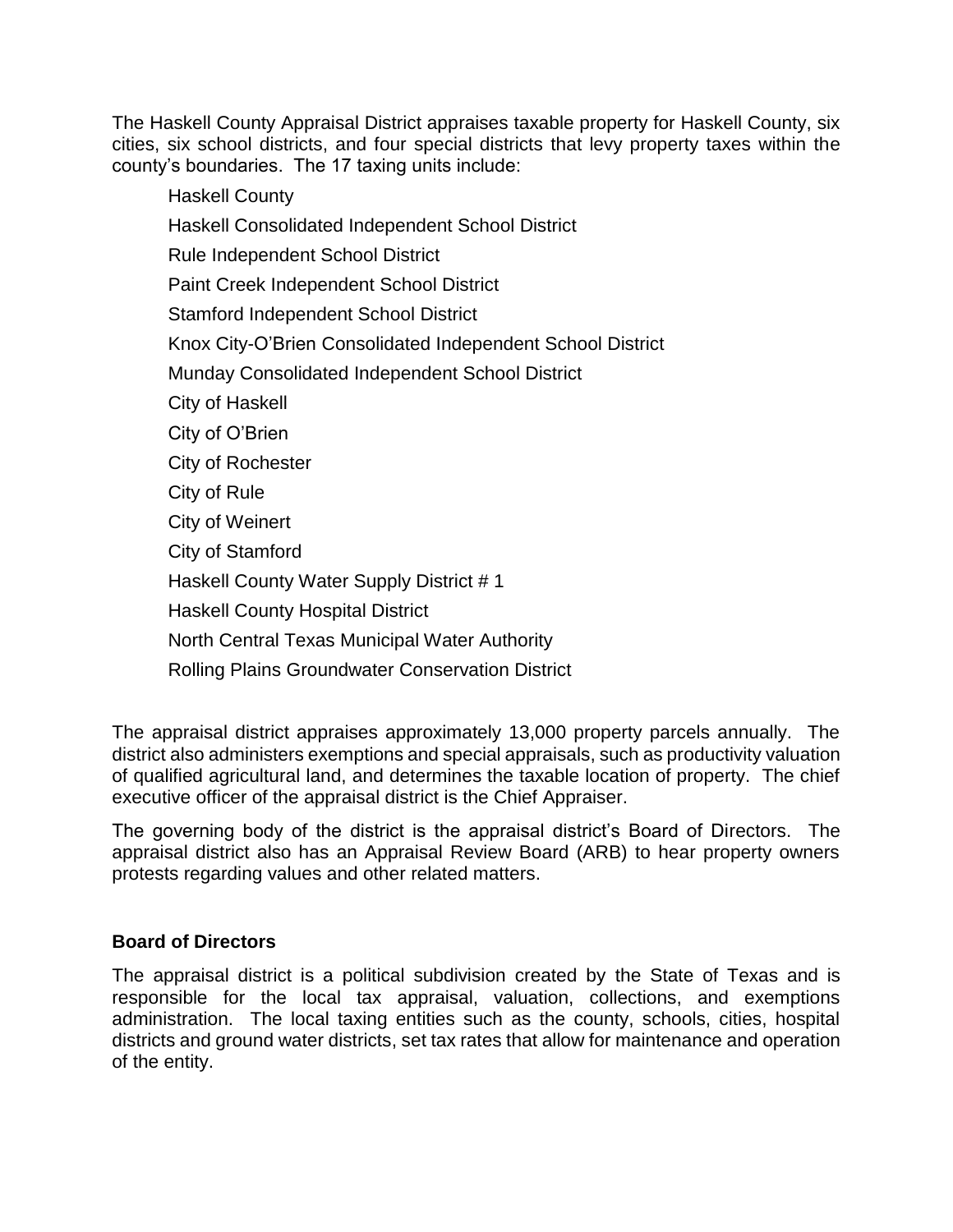The Haskell County Appraisal District appraises taxable property for Haskell County, six cities, six school districts, and four special districts that levy property taxes within the county's boundaries. The 17 taxing units include:

- Haskell County
- Haskell Consolidated Independent School District
- Rule Independent School District
- Paint Creek Independent School District
- Stamford Independent School District
- Knox City-O'Brien Consolidated Independent School District
- Munday Consolidated Independent School District
- City of Haskell
- City of O'Brien
- City of Rochester
- City of Rule
- City of Weinert
- City of Stamford
- Haskell County Water Supply District # 1
- Haskell County Hospital District
- North Central Texas Municipal Water Authority
- Rolling Plains Groundwater Conservation District

The appraisal district appraises approximately 13,000 property parcels annually. The district also administers exemptions and special appraisals, such as productivity valuation of qualified agricultural land, and determines the taxable location of property. The chief executive officer of the appraisal district is the Chief Appraiser.

The governing body of the district is the appraisal district's Board of Directors. The appraisal district also has an Appraisal Review Board (ARB) to hear property owners protests regarding values and other related matters.

**Board of Directors**

The appraisal district is a political subdivision created by the State of Texas and is responsible for the local tax appraisal, valuation, collections, and exemptions administration. The local taxing entities such as the county, schools, cities, hospital districts and ground water districts, set tax rates that allow for maintenance and operation of the entity.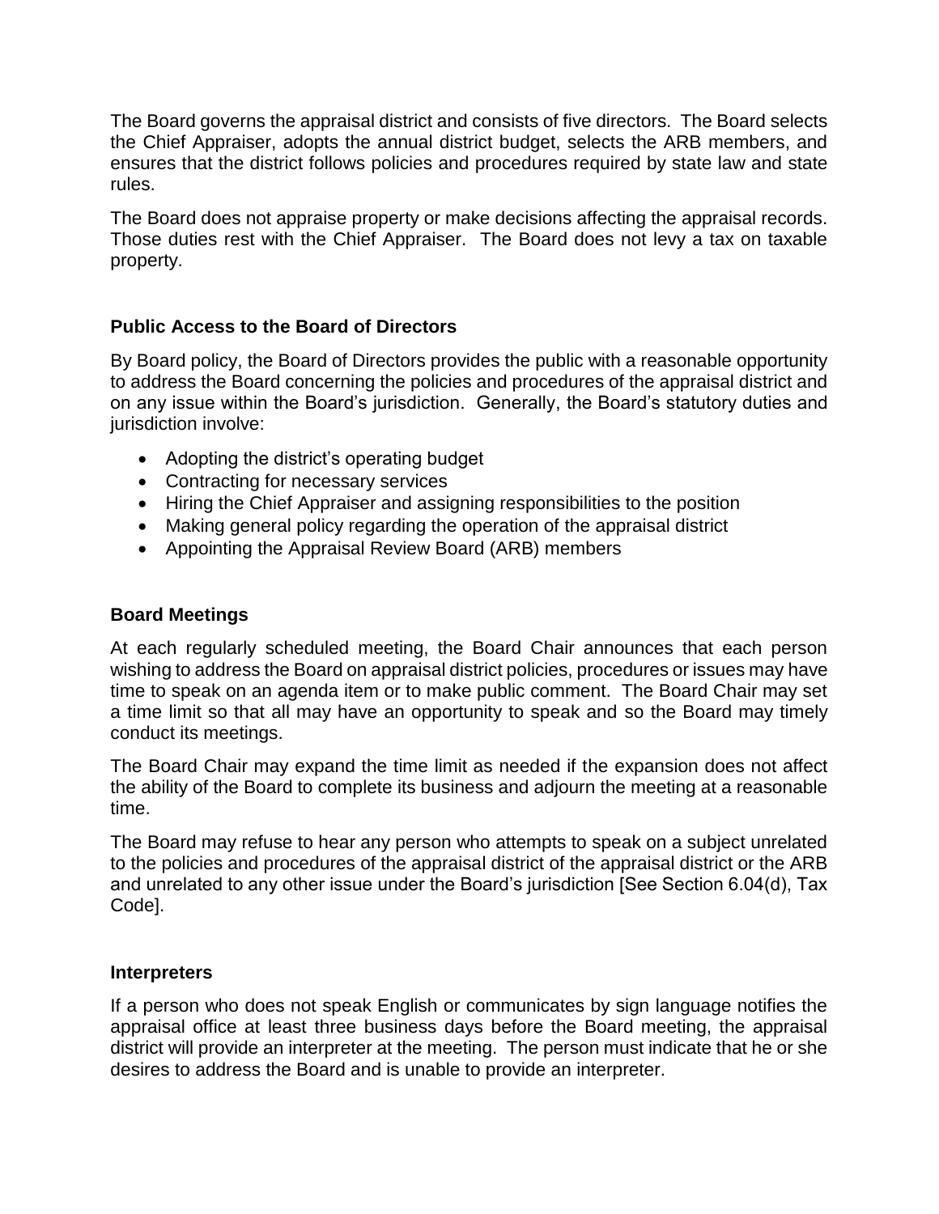The Board governs the appraisal district and consists of five directors. The Board selects the Chief Appraiser, adopts the annual district budget, selects the ARB members, and ensures that the district follows policies and procedures required by state law and state rules.

The Board does not appraise property or make decisions affecting the appraisal records. Those duties rest with the Chief Appraiser. The Board does not levy a tax on taxable property.

### Public Access to the Board of Directors

By Board policy, the Board of Directors provides the public with a reasonable opportunity to address the Board concerning the policies and procedures of the appraisal district and on any issue within the Board's jurisdiction. Generally, the Board's statutory duties and jurisdiction involve:

- Adopting the district's operating budget
- Contracting for necessary services
- Hiring the Chief Appraiser and assigning responsibilities to the position
- Making general policy regarding the operation of the appraisal district
- Appointing the Appraisal Review Board (ARB) members

### Board Meetings

At each regularly scheduled meeting, the Board Chair announces that each person wishing to address the Board on appraisal district policies, procedures or issues may have time to speak on an agenda item or to make public comment. The Board Chair may set a time limit so that all may have an opportunity to speak and so the Board may timely conduct its meetings.

The Board Chair may expand the time limit as needed if the expansion does not affect the ability of the Board to complete its business and adjourn the meeting at a reasonable time.

The Board may refuse to hear any person who attempts to speak on a subject unrelated to the policies and procedures of the appraisal district of the appraisal district or the ARB and unrelated to any other issue under the Board's jurisdiction [See Section 6.04(d), Tax Code].

### Interpreters

If a person who does not speak English or communicates by sign language notifies the appraisal office at least three business days before the Board meeting, the appraisal district will provide an interpreter at the meeting. The person must indicate that he or she desires to address the Board and is unable to provide an interpreter.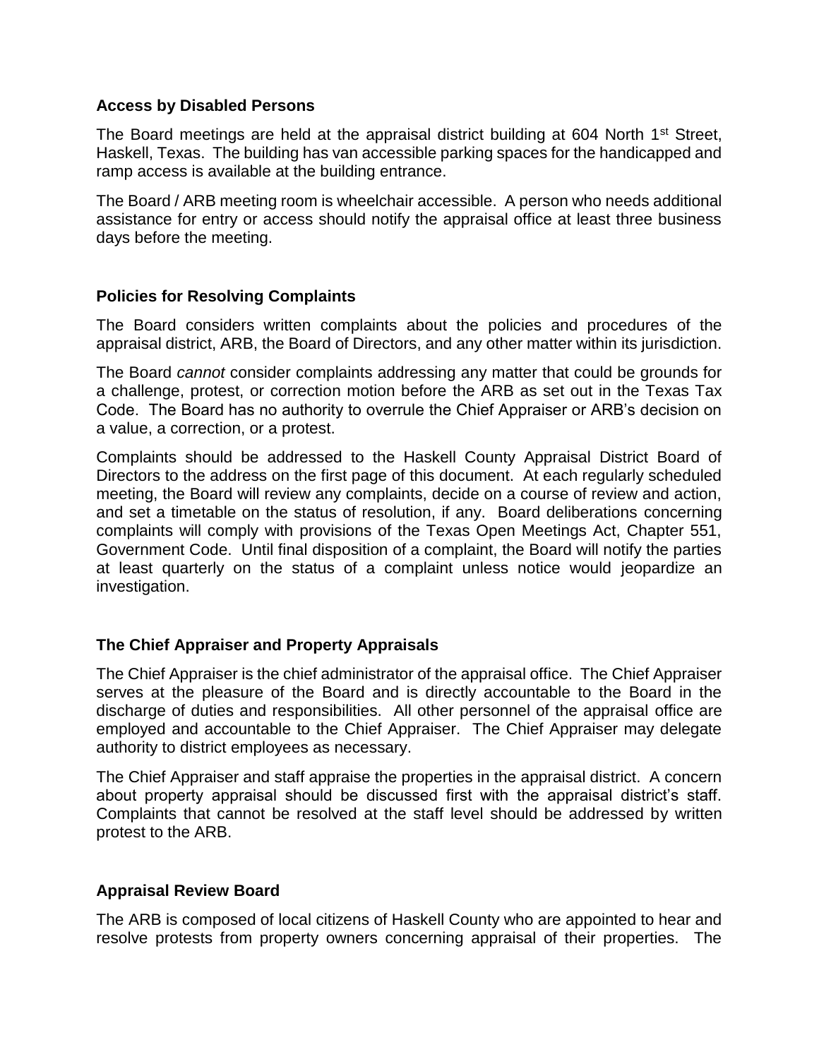### Access by Disabled Persons

The Board meetings are held at the appraisal district building at 604 North 1st Street, Haskell, Texas. The building has van accessible parking spaces for the handicapped and ramp access is available at the building entrance.

The Board / ARB meeting room is wheelchair accessible. A person who needs additional assistance for entry or access should notify the appraisal office at least three business days before the meeting.

### Policies for Resolving Complaints

The Board considers written complaints about the policies and procedures of the appraisal district, ARB, the Board of Directors, and any other matter within its jurisdiction.

The Board *cannot* consider complaints addressing any matter that could be grounds for a challenge, protest, or correction motion before the ARB as set out in the Texas Tax Code. The Board has no authority to overrule the Chief Appraiser or ARB's decision on a value, a correction, or a protest.

Complaints should be addressed to the Haskell County Appraisal District Board of Directors to the address on the first page of this document. At each regularly scheduled meeting, the Board will review any complaints, decide on a course of review and action, and set a timetable on the status of resolution, if any. Board deliberations concerning complaints will comply with provisions of the Texas Open Meetings Act, Chapter 551, Government Code. Until final disposition of a complaint, the Board will notify the parties at least quarterly on the status of a complaint unless notice would jeopardize an investigation.

### The Chief Appraiser and Property Appraisals

The Chief Appraiser is the chief administrator of the appraisal office. The Chief Appraiser serves at the pleasure of the Board and is directly accountable to the Board in the discharge of duties and responsibilities. All other personnel of the appraisal office are employed and accountable to the Chief Appraiser. The Chief Appraiser may delegate authority to district employees as necessary.

The Chief Appraiser and staff appraise the properties in the appraisal district. A concern about property appraisal should be discussed first with the appraisal district's staff. Complaints that cannot be resolved at the staff level should be addressed by written protest to the ARB.

### Appraisal Review Board

The ARB is composed of local citizens of Haskell County who are appointed to hear and resolve protests from property owners concerning appraisal of their properties. The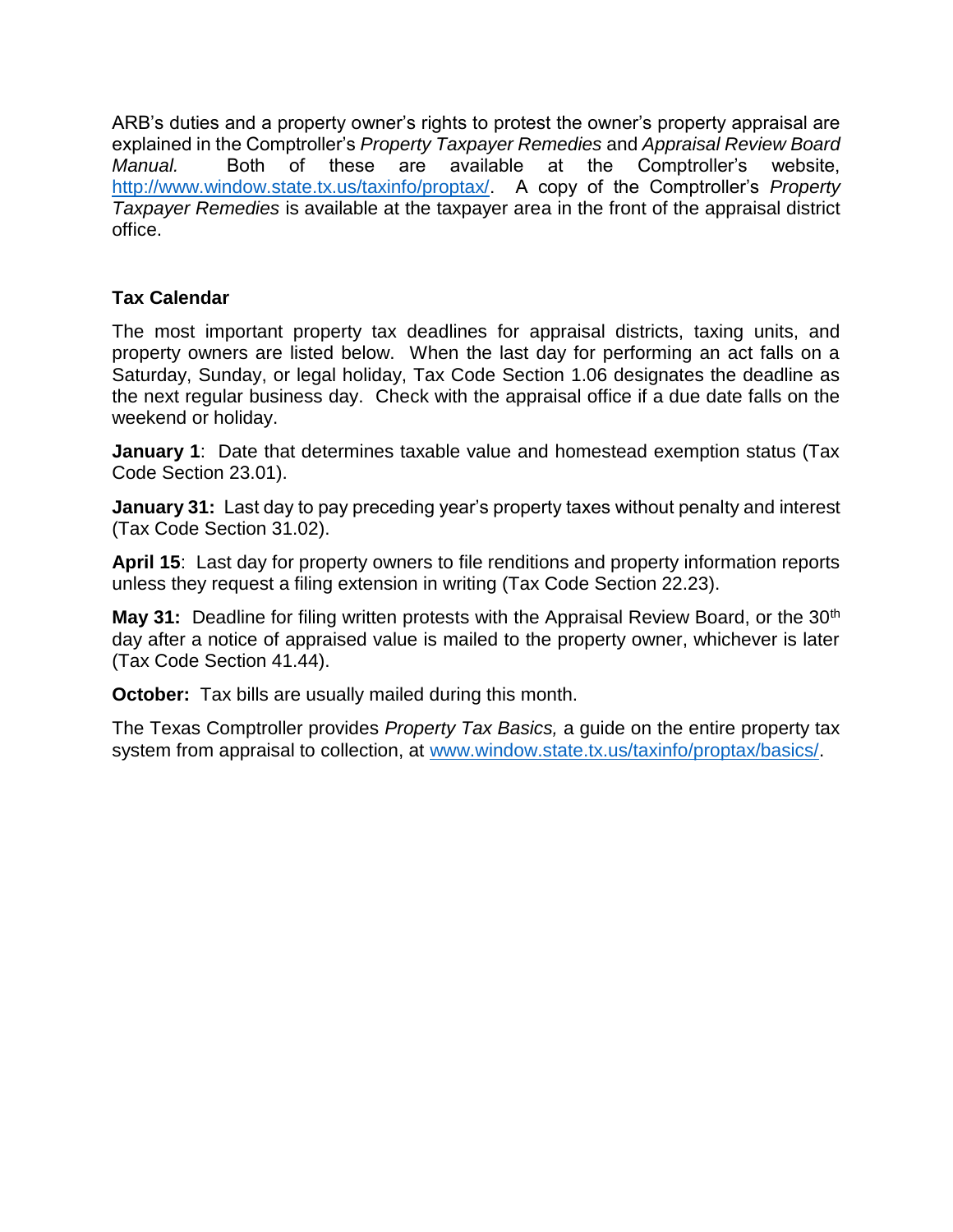ARB's duties and a property owner's rights to protest the owner's property appraisal are explained in the Comptroller's *Property Taxpayer Remedies* and *Appraisal Review Board Manual.* Both of these are available at the Comptroller's website, http://www.window.state.tx.us/taxinfo/proptax/. A copy of the Comptroller's *Property Taxpayer Remedies* is available at the taxpayer area in the front of the appraisal district office.

**Tax Calendar**

The most important property tax deadlines for appraisal districts, taxing units, and property owners are listed below. When the last day for performing an act falls on a Saturday, Sunday, or legal holiday, Tax Code Section 1.06 designates the deadline as the next regular business day. Check with the appraisal office if a due date falls on the weekend or holiday.

**January 1**: Date that determines taxable value and homestead exemption status (Tax Code Section 23.01).

**January 31:** Last day to pay preceding year's property taxes without penalty and interest (Tax Code Section 31.02).

**April 15**: Last day for property owners to file renditions and property information reports unless they request a filing extension in writing (Tax Code Section 22.23).

**May 31:** Deadline for filing written protests with the Appraisal Review Board, or the 30th day after a notice of appraised value is mailed to the property owner, whichever is later (Tax Code Section 41.44).

**October:** Tax bills are usually mailed during this month.

The Texas Comptroller provides *Property Tax Basics,* a guide on the entire property tax system from appraisal to collection, at www.window.state.tx.us/taxinfo/proptax/basics/.